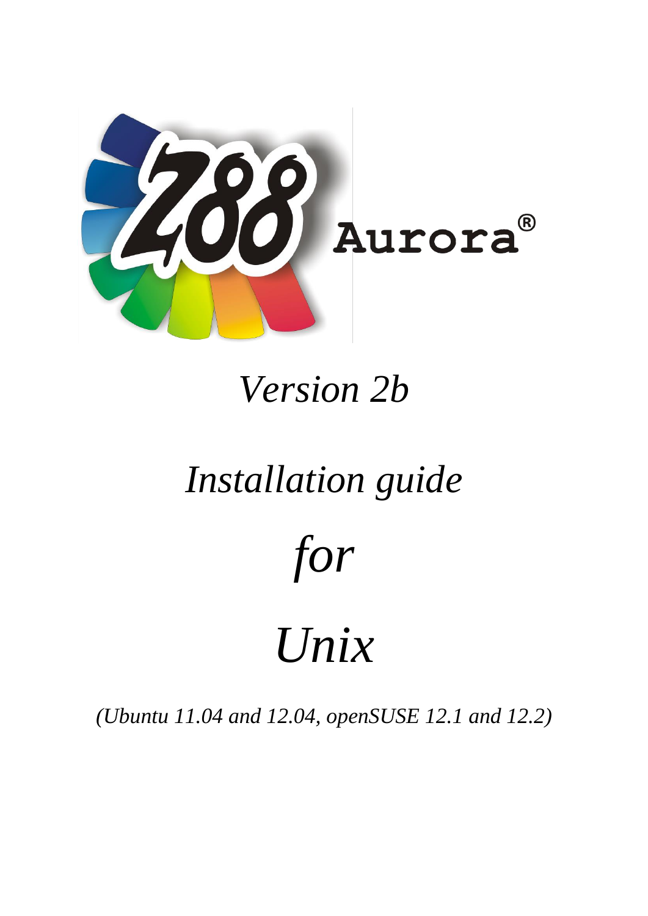Z88 Aurora®

*Version 2b*

# *Installation guide*

# *for*

# *Unix*

*(Ubuntu 11.04 and 12.04, openSUSE 12.1 and 12.2)*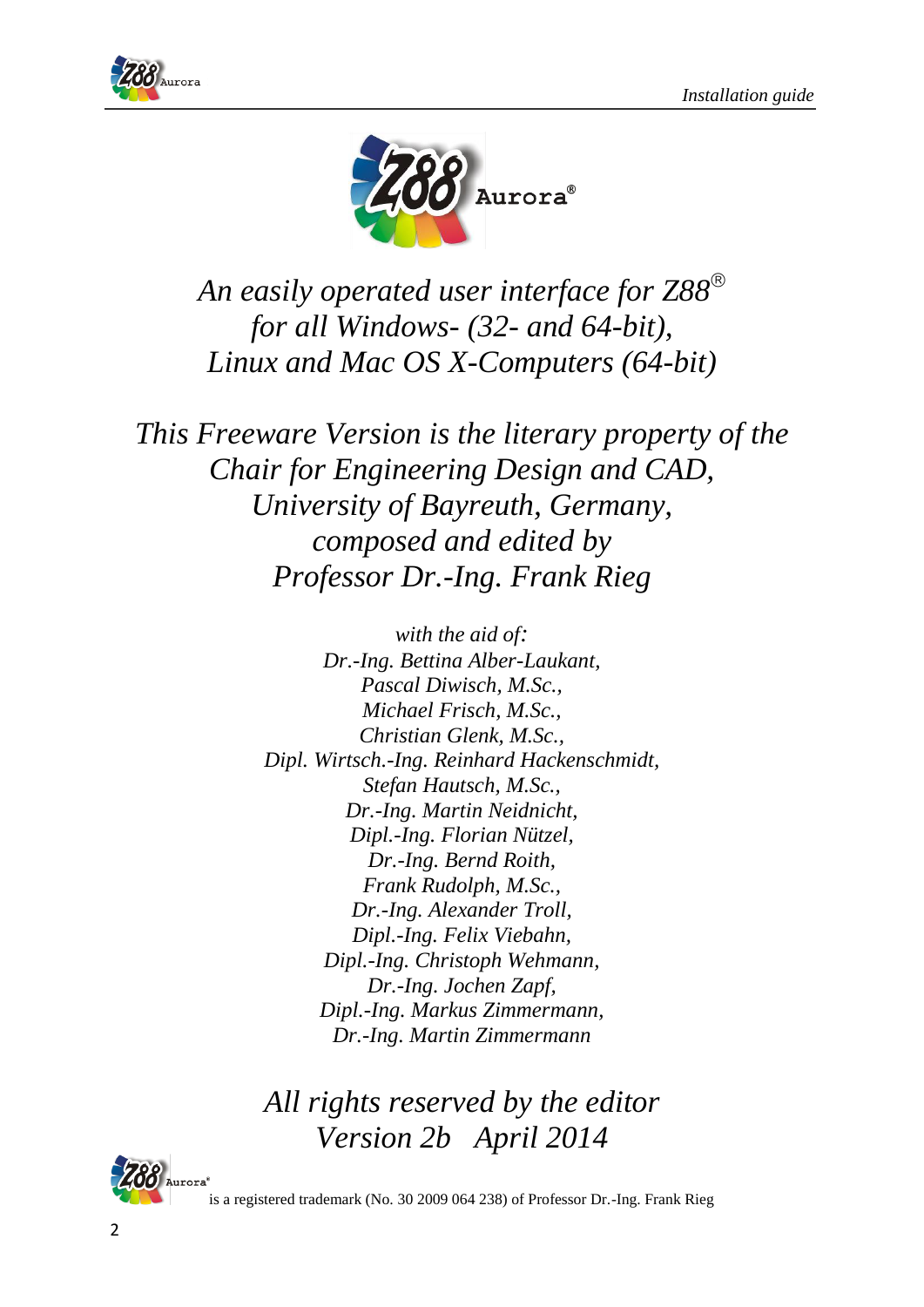*An easily operated user interface for Z88®*
*for all Windows- (32- and 64-bit),*
*Linux and Mac OS X-Computers (64-bit)*

*This Freeware Version is the literary property of the*
*Chair for Engineering Design and CAD,*
*University of Bayreuth, Germany,*
*composed and edited by*
*Professor Dr.-Ing. Frank Rieg*

*with the aid of:*
*Dr.-Ing. Bettina Alber-Laukant,*
*Pascal Diwisch, M.Sc.,*
*Michael Frisch, M.Sc.,*
*Christian Glenk, M.Sc.,*
*Dipl. Wirtsch.-Ing. Reinhard Hackenschmidt,*
*Stefan Hautsch, M.Sc.,*
*Dr.-Ing. Martin Neidnicht,*
*Dipl.-Ing. Florian Nützel,*
*Dr.-Ing. Bernd Roith,*
*Frank Rudolph, M.Sc.,*
*Dr.-Ing. Alexander Troll,*
*Dipl.-Ing. Felix Viebahn,*
*Dipl.-Ing. Christoph Wehmann,*
*Dr.-Ing. Jochen Zapf,*
*Dipl.-Ing. Markus Zimmermann,*
*Dr.-Ing. Martin Zimmermann*

*All rights reserved by the editor*
*Version 2b April 2014*

Z88 Aurora® is a registered trademark (No. 30 2009 064 238) of Professor Dr.-Ing. Frank Rieg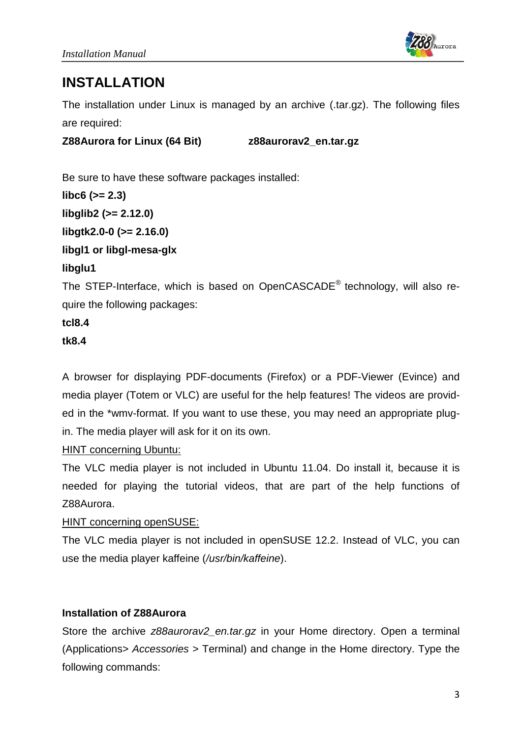# INSTALLATION

The installation under Linux is managed by an archive (.tar.gz). The following files are required:

**Z88Aurora for Linux (64 Bit)** **z88aurorav2_en.tar.gz**

Be sure to have these software packages installed:

**libc6 (>= 2.3)**

**libglib2 (>= 2.12.0)**

**libgtk2.0-0 (>= 2.16.0)**

**libgl1 or libgl-mesa-glx**

**libglu1**

The STEP-Interface, which is based on OpenCASCADE® technology, will also require the following packages:

**tcl8.4**

**tk8.4**

A browser for displaying PDF-documents (Firefox) or a PDF-Viewer (Evince) and media player (Totem or VLC) are useful for the help features! The videos are provided in the *wmv-format. If you want to use these, you may need an appropriate plug-in. The media player will ask for it on its own.

<u>HINT concerning Ubuntu:</u>

The VLC media player is not included in Ubuntu 11.04. Do install it, because it is needed for playing the tutorial videos, that are part of the help functions of Z88Aurora.

<u>HINT concerning openSUSE:</u>

The VLC media player is not included in openSUSE 12.2. Instead of VLC, you can use the media player kaffeine (*/usr/bin/kaffeine*).

**Installation of Z88Aurora**

Store the archive *z88aurorav2_en.tar.gz* in your Home directory. Open a terminal (Applications> *Accessories* > Terminal) and change in the Home directory. Type the following commands: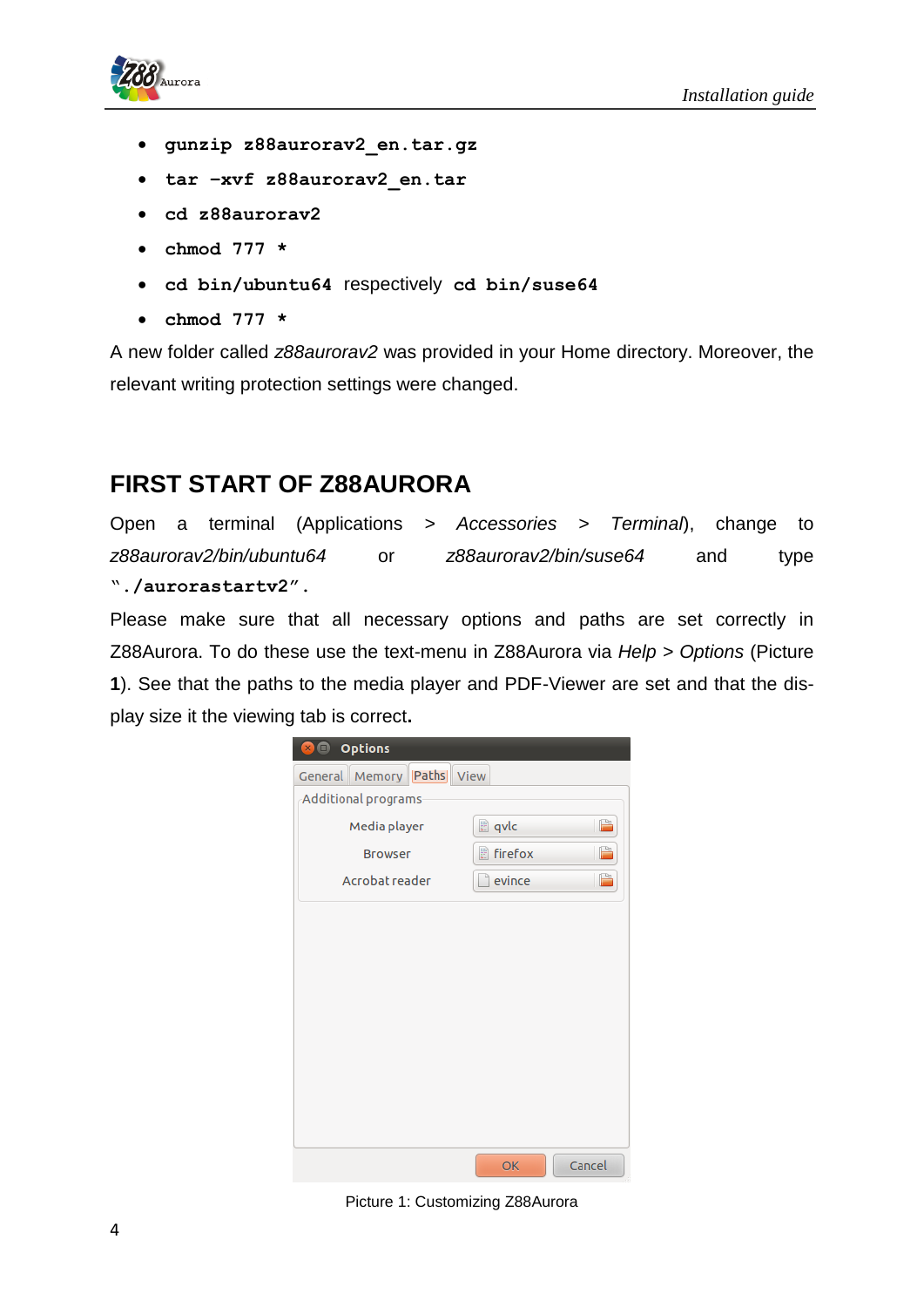- `gunzip z88aurorav2_en.tar.gz`
- `tar -xvf z88aurorav2_en.tar`
- `cd z88aurorav2`
- `chmod 777 *`
- `cd bin/ubuntu64` respectively `cd bin/suse64`
- `chmod 777 *`

A new folder called *z88aurorav2* was provided in your Home directory. Moreover, the relevant writing protection settings were changed.

## FIRST START OF Z88AURORA

Open a terminal (Applications > *Accessories* > *Terminal*), change to *z88aurorav2/bin/ubuntu64* or *z88aurorav2/bin/suse64* and type "`./aurorastartv2`".

Please make sure that all necessary options and paths are set correctly in Z88Aurora. To do these use the text-menu in Z88Aurora via *Help* > *Options* (Picture **1**). See that the paths to the media player and PDF-Viewer are set and that the display size it the viewing tab is correct**.**

Picture 1: Customizing Z88Aurora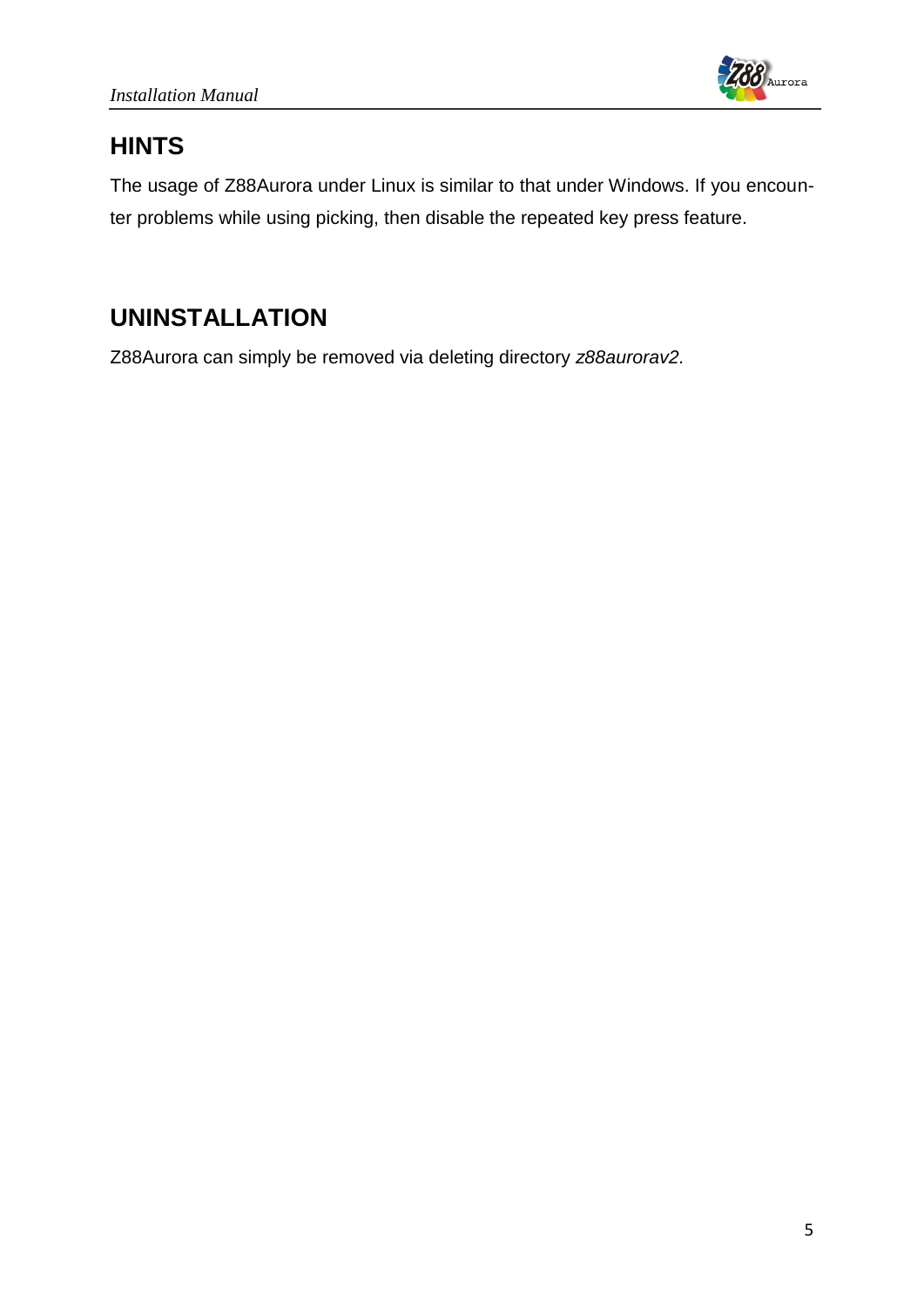## HINTS

The usage of Z88Aurora under Linux is similar to that under Windows. If you encounter problems while using picking, then disable the repeated key press feature.

## UNINSTALLATION

Z88Aurora can simply be removed via deleting directory *z88aurorav2.*